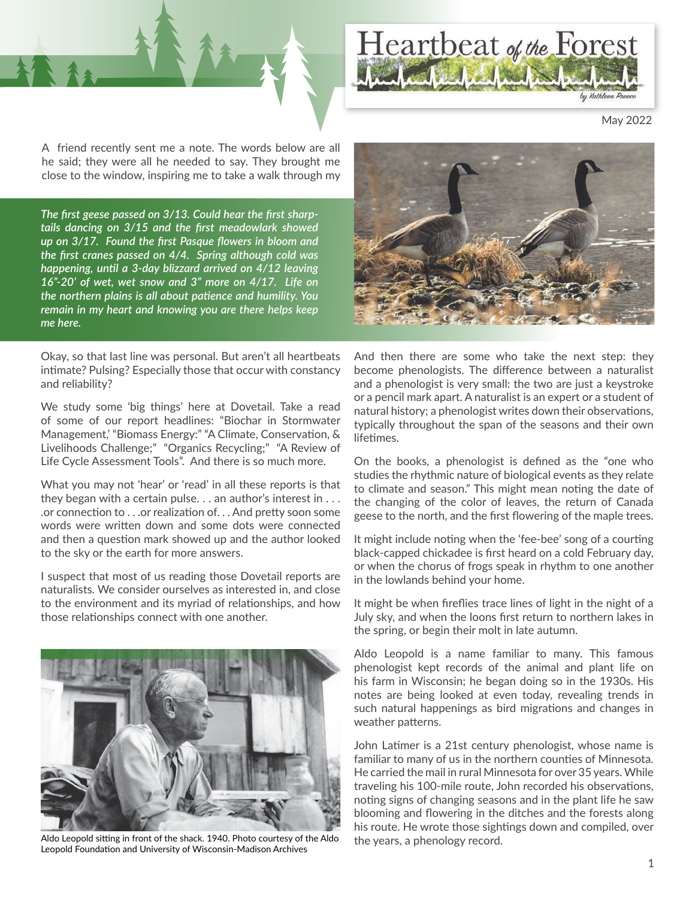# Heartbeat of the Forest

*by Kathleen Preece*

May 2022

A friend recently sent me a note. The words below are all he said; they were all he needed to say. They brought me close to the window, inspiring me to take a walk through my

***The first geese passed on 3/13. Could hear the first sharp-tails dancing on 3/15 and the first meadowlark showed up on 3/17. Found the first Pasque flowers in bloom and the first cranes passed on 4/4. Spring although cold was happening, until a 3-day blizzard arrived on 4/12 leaving 16"-20' of wet, wet snow and 3" more on 4/17. Life on the northern plains is all about patience and humility. You remain in my heart and knowing you are there helps keep me here.***

Okay, so that last line was personal. But aren't all heartbeats intimate? Pulsing? Especially those that occur with constancy and reliability?

We study some 'big things' here at Dovetail. Take a read of some of our report headlines: "Biochar in Stormwater Management,' "Biomass Energy:" "A Climate, Conservation, & Livelihoods Challenge;" "Organics Recycling;" "A Review of Life Cycle Assessment Tools". And there is so much more.

What you may not 'hear' or 'read' in all these reports is that they began with a certain pulse. . . an author's interest in . . . .or connection to . . .or realization of. . . And pretty soon some words were written down and some dots were connected and then a question mark showed up and the author looked to the sky or the earth for more answers.

I suspect that most of us reading those Dovetail reports are naturalists. We consider ourselves as interested in, and close to the environment and its myriad of relationships, and how those relationships connect with one another.

Aldo Leopold sitting in front of the shack. 1940. Photo courtesy of the Aldo Leopold Foundation and University of Wisconsin-Madison Archives

And then there are some who take the next step: they become phenologists. The difference between a naturalist and a phenologist is very small: the two are just a keystroke or a pencil mark apart. A naturalist is an expert or a student of natural history; a phenologist writes down their observations, typically throughout the span of the seasons and their own lifetimes.

On the books, a phenologist is defined as the "one who studies the rhythmic nature of biological events as they relate to climate and season." This might mean noting the date of the changing of the color of leaves, the return of Canada geese to the north, and the first flowering of the maple trees.

It might include noting when the 'fee-bee' song of a courting black-capped chickadee is first heard on a cold February day, or when the chorus of frogs speak in rhythm to one another in the lowlands behind your home.

It might be when fireflies trace lines of light in the night of a July sky, and when the loons first return to northern lakes in the spring, or begin their molt in late autumn.

Aldo Leopold is a name familiar to many. This famous phenologist kept records of the animal and plant life on his farm in Wisconsin; he began doing so in the 1930s. His notes are being looked at even today, revealing trends in such natural happenings as bird migrations and changes in weather patterns.

John Latimer is a 21st century phenologist, whose name is familiar to many of us in the northern counties of Minnesota. He carried the mail in rural Minnesota for over 35 years. While traveling his 100-mile route, John recorded his observations, noting signs of changing seasons and in the plant life he saw blooming and flowering in the ditches and the forests along his route. He wrote those sightings down and compiled, over the years, a phenology record.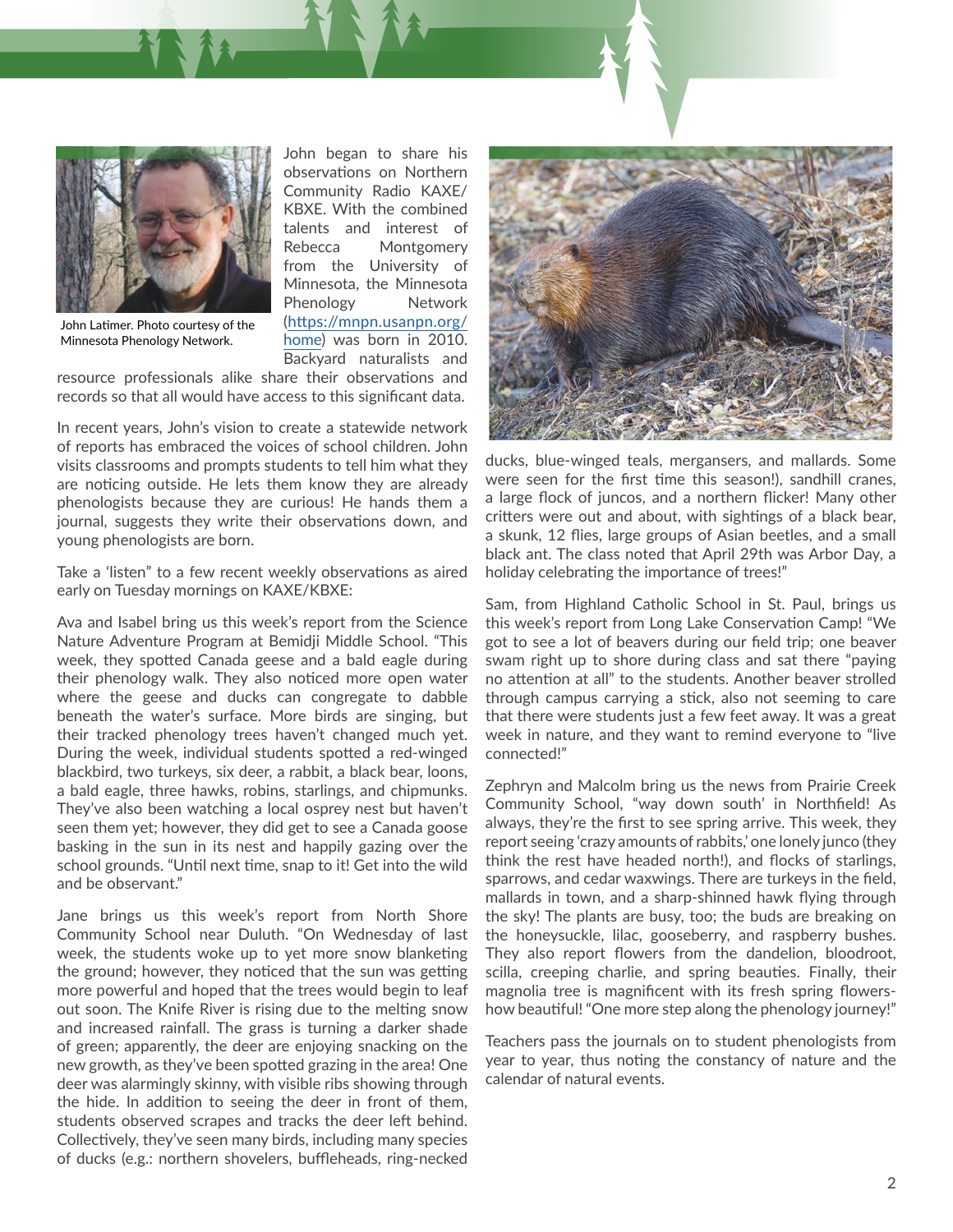John Latimer. Photo courtesy of the Minnesota Phenology Network.

John began to share his observations on Northern Community Radio KAXE/KBXE. With the combined talents and interest of Rebecca Montgomery from the University of Minnesota, the Minnesota Phenology Network (https://mnpn.usanpn.org/home) was born in 2010. Backyard naturalists and resource professionals alike share their observations and records so that all would have access to this significant data.

In recent years, John's vision to create a statewide network of reports has embraced the voices of school children. John visits classrooms and prompts students to tell him what they are noticing outside. He lets them know they are already phenologists because they are curious! He hands them a journal, suggests they write their observations down, and young phenologists are born.

Take a 'listen" to a few recent weekly observations as aired early on Tuesday mornings on KAXE/KBXE:

Ava and Isabel bring us this week's report from the Science Nature Adventure Program at Bemidji Middle School. "This week, they spotted Canada geese and a bald eagle during their phenology walk. They also noticed more open water where the geese and ducks can congregate to dabble beneath the water's surface. More birds are singing, but their tracked phenology trees haven't changed much yet. During the week, individual students spotted a red-winged blackbird, two turkeys, six deer, a rabbit, a black bear, loons, a bald eagle, three hawks, robins, starlings, and chipmunks. They've also been watching a local osprey nest but haven't seen them yet; however, they did get to see a Canada goose basking in the sun in its nest and happily gazing over the school grounds. "Until next time, snap to it! Get into the wild and be observant."

Jane brings us this week's report from North Shore Community School near Duluth. "On Wednesday of last week, the students woke up to yet more snow blanketing the ground; however, they noticed that the sun was getting more powerful and hoped that the trees would begin to leaf out soon. The Knife River is rising due to the melting snow and increased rainfall. The grass is turning a darker shade of green; apparently, the deer are enjoying snacking on the new growth, as they've been spotted grazing in the area! One deer was alarmingly skinny, with visible ribs showing through the hide. In addition to seeing the deer in front of them, students observed scrapes and tracks the deer left behind. Collectively, they've seen many birds, including many species of ducks (e.g.: northern shovelers, buffleheads, ring-necked ducks, blue-winged teals, mergansers, and mallards. Some were seen for the first time this season!), sandhill cranes, a large flock of juncos, and a northern flicker! Many other critters were out and about, with sightings of a black bear, a skunk, 12 flies, large groups of Asian beetles, and a small black ant. The class noted that April 29th was Arbor Day, a holiday celebrating the importance of trees!"

Sam, from Highland Catholic School in St. Paul, brings us this week's report from Long Lake Conservation Camp! "We got to see a lot of beavers during our field trip; one beaver swam right up to shore during class and sat there "paying no attention at all" to the students. Another beaver strolled through campus carrying a stick, also not seeming to care that there were students just a few feet away. It was a great week in nature, and they want to remind everyone to "live connected!"

Zephryn and Malcolm bring us the news from Prairie Creek Community School, "way down south' in Northfield! As always, they're the first to see spring arrive. This week, they report seeing 'crazy amounts of rabbits,' one lonely junco (they think the rest have headed north!), and flocks of starlings, sparrows, and cedar waxwings. There are turkeys in the field, mallards in town, and a sharp-shinned hawk flying through the sky! The plants are busy, too; the buds are breaking on the honeysuckle, lilac, gooseberry, and raspberry bushes. They also report flowers from the dandelion, bloodroot, scilla, creeping charlie, and spring beauties. Finally, their magnolia tree is magnificent with its fresh spring flowers- how beautiful! "One more step along the phenology journey!"

Teachers pass the journals on to student phenologists from year to year, thus noting the constancy of nature and the calendar of natural events.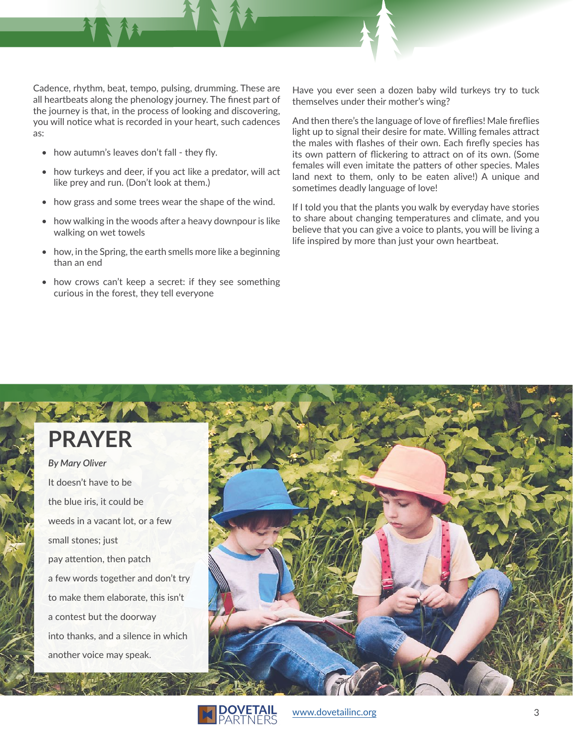Cadence, rhythm, beat, tempo, pulsing, drumming. These are all heartbeats along the phenology journey. The finest part of the journey is that, in the process of looking and discovering, you will notice what is recorded in your heart, such cadences as:

- how autumn's leaves don't fall - they fly.
- how turkeys and deer, if you act like a predator, will act like prey and run. (Don't look at them.)
- how grass and some trees wear the shape of the wind.
- how walking in the woods after a heavy downpour is like walking on wet towels
- how, in the Spring, the earth smells more like a beginning than an end
- how crows can't keep a secret: if they see something curious in the forest, they tell everyone

Have you ever seen a dozen baby wild turkeys try to tuck themselves under their mother's wing?

And then there's the language of love of fireflies! Male fireflies light up to signal their desire for mate. Willing females attract the males with flashes of their own. Each firefly species has its own pattern of flickering to attract on of its own. (Some females will even imitate the patters of other species. Males land next to them, only to be eaten alive!) A unique and sometimes deadly language of love!

If I told you that the plants you walk by everyday have stories to share about changing temperatures and climate, and you believe that you can give a voice to plants, you will be living a life inspired by more than just your own heartbeat.

# PRAYER

***By Mary Oliver***

It doesn't have to be  
the blue iris, it could be  
weeds in a vacant lot, or a few  
small stones; just  
pay attention, then patch  
a few words together and don't try  
to make them elaborate, this isn't  
a contest but the doorway  
into thanks, and a silence in which  
another voice may speak.

www.dovetailinc.org